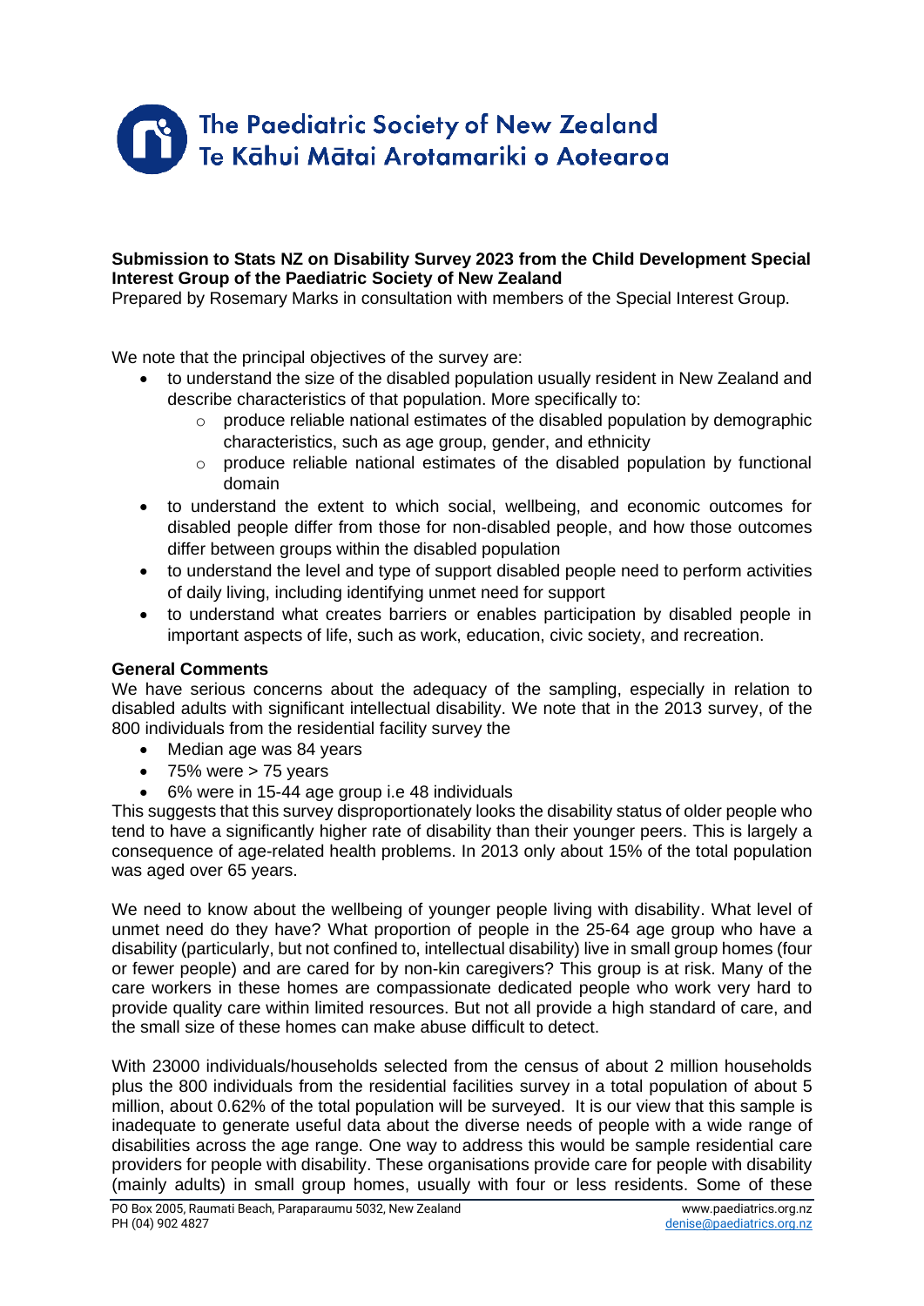# The Paediatric Society of New Zealand
# Te Kāhui Mātai Arotamariki o Aotearoa

**Submission to Stats NZ on Disability Survey 2023 from the Child Development Special Interest Group of the Paediatric Society of New Zealand**

Prepared by Rosemary Marks in consultation with members of the Special Interest Group.

We note that the principal objectives of the survey are:

- to understand the size of the disabled population usually resident in New Zealand and describe characteristics of that population. More specifically to:
  - produce reliable national estimates of the disabled population by demographic characteristics, such as age group, gender, and ethnicity
  - produce reliable national estimates of the disabled population by functional domain
- to understand the extent to which social, wellbeing, and economic outcomes for disabled people differ from those for non-disabled people, and how those outcomes differ between groups within the disabled population
- to understand the level and type of support disabled people need to perform activities of daily living, including identifying unmet need for support
- to understand what creates barriers or enables participation by disabled people in important aspects of life, such as work, education, civic society, and recreation.

**General Comments**

We have serious concerns about the adequacy of the sampling, especially in relation to disabled adults with significant intellectual disability. We note that in the 2013 survey, of the 800 individuals from the residential facility survey the

- Median age was 84 years
- 75% were > 75 years
- 6% were in 15-44 age group i.e 48 individuals

This suggests that this survey disproportionately looks the disability status of older people who tend to have a significantly higher rate of disability than their younger peers. This is largely a consequence of age-related health problems. In 2013 only about 15% of the total population was aged over 65 years.

We need to know about the wellbeing of younger people living with disability. What level of unmet need do they have? What proportion of people in the 25-64 age group who have a disability (particularly, but not confined to, intellectual disability) live in small group homes (four or fewer people) and are cared for by non-kin caregivers? This group is at risk. Many of the care workers in these homes are compassionate dedicated people who work very hard to provide quality care within limited resources. But not all provide a high standard of care, and the small size of these homes can make abuse difficult to detect.

With 23000 individuals/households selected from the census of about 2 million households plus the 800 individuals from the residential facilities survey in a total population of about 5 million, about 0.62% of the total population will be surveyed. It is our view that this sample is inadequate to generate useful data about the diverse needs of people with a wide range of disabilities across the age range. One way to address this would be sample residential care providers for people with disability. These organisations provide care for people with disability (mainly adults) in small group homes, usually with four or less residents. Some of these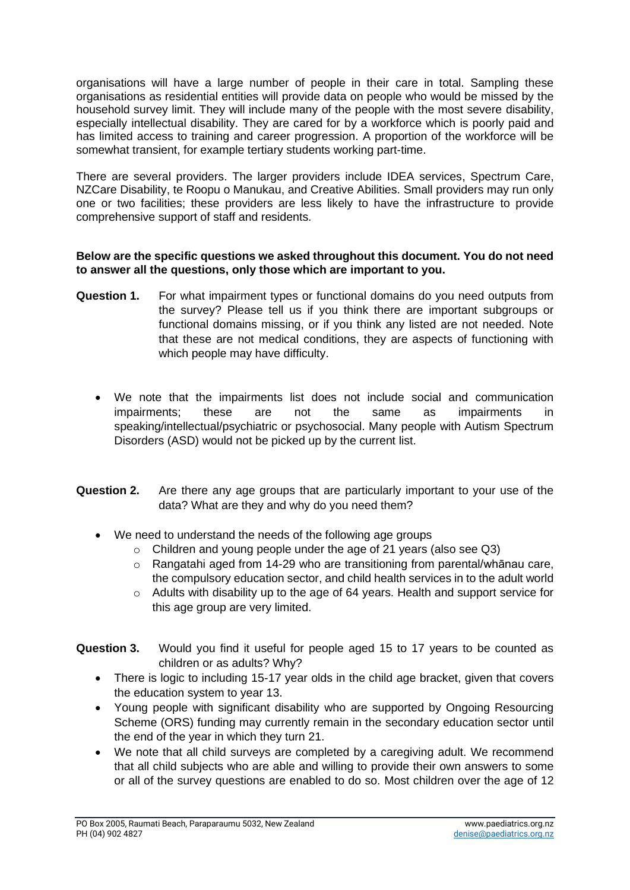organisations will have a large number of people in their care in total. Sampling these organisations as residential entities will provide data on people who would be missed by the household survey limit. They will include many of the people with the most severe disability, especially intellectual disability. They are cared for by a workforce which is poorly paid and has limited access to training and career progression. A proportion of the workforce will be somewhat transient, for example tertiary students working part-time.

There are several providers. The larger providers include IDEA services, Spectrum Care, NZCare Disability, te Roopu o Manukau, and Creative Abilities. Small providers may run only one or two facilities; these providers are less likely to have the infrastructure to provide comprehensive support of staff and residents.

**Below are the specific questions we asked throughout this document. You do not need to answer all the questions, only those which are important to you.**

**Question 1.** For what impairment types or functional domains do you need outputs from the survey? Please tell us if you think there are important subgroups or functional domains missing, or if you think any listed are not needed. Note that these are not medical conditions, they are aspects of functioning with which people may have difficulty.

- We note that the impairments list does not include social and communication impairments; these are not the same as impairments in speaking/intellectual/psychiatric or psychosocial. Many people with Autism Spectrum Disorders (ASD) would not be picked up by the current list.

**Question 2.** Are there any age groups that are particularly important to your use of the data? What are they and why do you need them?

- We need to understand the needs of the following age groups
  - Children and young people under the age of 21 years (also see Q3)
  - Rangatahi aged from 14-29 who are transitioning from parental/whānau care, the compulsory education sector, and child health services in to the adult world
  - Adults with disability up to the age of 64 years. Health and support service for this age group are very limited.

**Question 3.** Would you find it useful for people aged 15 to 17 years to be counted as children or as adults? Why?

- There is logic to including 15-17 year olds in the child age bracket, given that covers the education system to year 13.
- Young people with significant disability who are supported by Ongoing Resourcing Scheme (ORS) funding may currently remain in the secondary education sector until the end of the year in which they turn 21.
- We note that all child surveys are completed by a caregiving adult. We recommend that all child subjects who are able and willing to provide their own answers to some or all of the survey questions are enabled to do so. Most children over the age of 12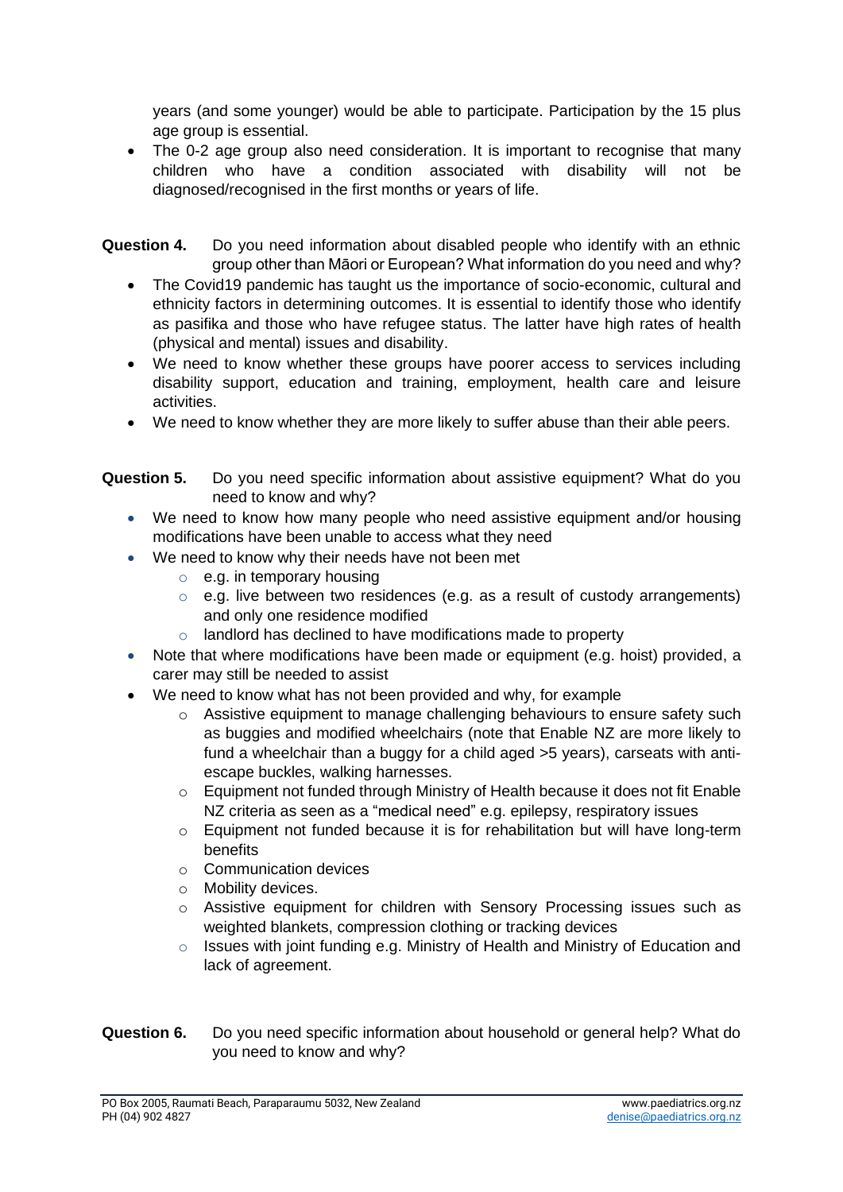years (and some younger) would be able to participate. Participation by the 15 plus age group is essential.

- The 0-2 age group also need consideration. It is important to recognise that many children who have a condition associated with disability will not be diagnosed/recognised in the first months or years of life.

**Question 4.** Do you need information about disabled people who identify with an ethnic group other than Māori or European? What information do you need and why?

- The Covid19 pandemic has taught us the importance of socio-economic, cultural and ethnicity factors in determining outcomes. It is essential to identify those who identify as pasifika and those who have refugee status. The latter have high rates of health (physical and mental) issues and disability.
- We need to know whether these groups have poorer access to services including disability support, education and training, employment, health care and leisure activities.
- We need to know whether they are more likely to suffer abuse than their able peers.

**Question 5.** Do you need specific information about assistive equipment? What do you need to know and why?

- We need to know how many people who need assistive equipment and/or housing modifications have been unable to access what they need
- We need to know why their needs have not been met
    - e.g. in temporary housing
    - e.g. live between two residences (e.g. as a result of custody arrangements) and only one residence modified
    - landlord has declined to have modifications made to property
- Note that where modifications have been made or equipment (e.g. hoist) provided, a carer may still be needed to assist
- We need to know what has not been provided and why, for example
    - Assistive equipment to manage challenging behaviours to ensure safety such as buggies and modified wheelchairs (note that Enable NZ are more likely to fund a wheelchair than a buggy for a child aged >5 years), carseats with anti-escape buckles, walking harnesses.
    - Equipment not funded through Ministry of Health because it does not fit Enable NZ criteria as seen as a "medical need" e.g. epilepsy, respiratory issues
    - Equipment not funded because it is for rehabilitation but will have long-term benefits
    - Communication devices
    - Mobility devices.
    - Assistive equipment for children with Sensory Processing issues such as weighted blankets, compression clothing or tracking devices
    - Issues with joint funding e.g. Ministry of Health and Ministry of Education and lack of agreement.

**Question 6.** Do you need specific information about household or general help? What do you need to know and why?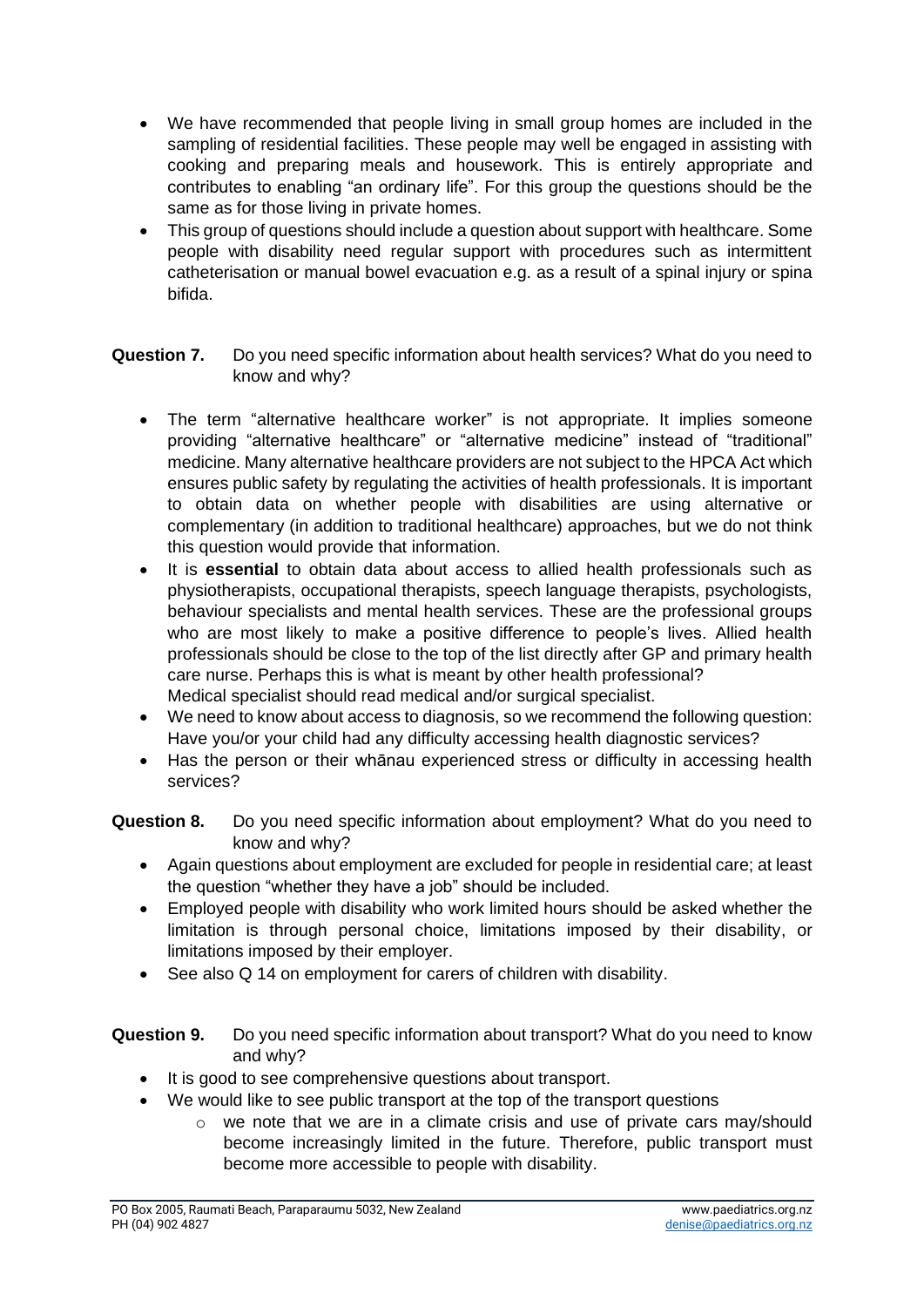- We have recommended that people living in small group homes are included in the sampling of residential facilities. These people may well be engaged in assisting with cooking and preparing meals and housework. This is entirely appropriate and contributes to enabling "an ordinary life". For this group the questions should be the same as for those living in private homes.
- This group of questions should include a question about support with healthcare. Some people with disability need regular support with procedures such as intermittent catheterisation or manual bowel evacuation e.g. as a result of a spinal injury or spina bifida.

**Question 7.** Do you need specific information about health services? What do you need to know and why?

- The term "alternative healthcare worker" is not appropriate. It implies someone providing "alternative healthcare" or "alternative medicine" instead of "traditional" medicine. Many alternative healthcare providers are not subject to the HPCA Act which ensures public safety by regulating the activities of health professionals. It is important to obtain data on whether people with disabilities are using alternative or complementary (in addition to traditional healthcare) approaches, but we do not think this question would provide that information.
- It is **essential** to obtain data about access to allied health professionals such as physiotherapists, occupational therapists, speech language therapists, psychologists, behaviour specialists and mental health services. These are the professional groups who are most likely to make a positive difference to people's lives. Allied health professionals should be close to the top of the list directly after GP and primary health care nurse. Perhaps this is what is meant by other health professional?
  Medical specialist should read medical and/or surgical specialist.
- We need to know about access to diagnosis, so we recommend the following question: Have you/or your child had any difficulty accessing health diagnostic services?
- Has the person or their whānau experienced stress or difficulty in accessing health services?

**Question 8.** Do you need specific information about employment? What do you need to know and why?

- Again questions about employment are excluded for people in residential care; at least the question "whether they have a job" should be included.
- Employed people with disability who work limited hours should be asked whether the limitation is through personal choice, limitations imposed by their disability, or limitations imposed by their employer.
- See also Q 14 on employment for carers of children with disability.

**Question 9.** Do you need specific information about transport? What do you need to know and why?

- It is good to see comprehensive questions about transport.
- We would like to see public transport at the top of the transport questions
  - we note that we are in a climate crisis and use of private cars may/should become increasingly limited in the future. Therefore, public transport must become more accessible to people with disability.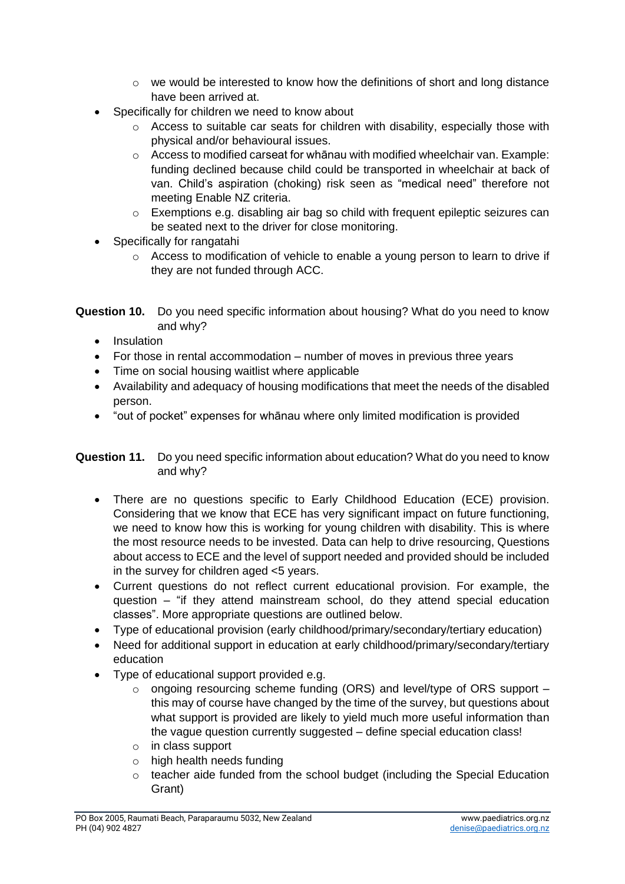- we would be interested to know how the definitions of short and long distance have been arrived at.
- Specifically for children we need to know about
    - Access to suitable car seats for children with disability, especially those with physical and/or behavioural issues.
    - Access to modified carseat for whānau with modified wheelchair van. Example: funding declined because child could be transported in wheelchair at back of van. Child's aspiration (choking) risk seen as "medical need" therefore not meeting Enable NZ criteria.
    - Exemptions e.g. disabling air bag so child with frequent epileptic seizures can be seated next to the driver for close monitoring.
- Specifically for rangatahi
    - Access to modification of vehicle to enable a young person to learn to drive if they are not funded through ACC.

**Question 10.** Do you need specific information about housing? What do you need to know and why?

- Insulation
- For those in rental accommodation – number of moves in previous three years
- Time on social housing waitlist where applicable
- Availability and adequacy of housing modifications that meet the needs of the disabled person.
- "out of pocket" expenses for whānau where only limited modification is provided

**Question 11.** Do you need specific information about education? What do you need to know and why?

- There are no questions specific to Early Childhood Education (ECE) provision. Considering that we know that ECE has very significant impact on future functioning, we need to know how this is working for young children with disability. This is where the most resource needs to be invested. Data can help to drive resourcing, Questions about access to ECE and the level of support needed and provided should be included in the survey for children aged <5 years.
- Current questions do not reflect current educational provision. For example, the question – "if they attend mainstream school, do they attend special education classes". More appropriate questions are outlined below.
- Type of educational provision (early childhood/primary/secondary/tertiary education)
- Need for additional support in education at early childhood/primary/secondary/tertiary education
- Type of educational support provided e.g.
    - ongoing resourcing scheme funding (ORS) and level/type of ORS support – this may of course have changed by the time of the survey, but questions about what support is provided are likely to yield much more useful information than the vague question currently suggested – define special education class!
    - in class support
    - high health needs funding
    - teacher aide funded from the school budget (including the Special Education Grant)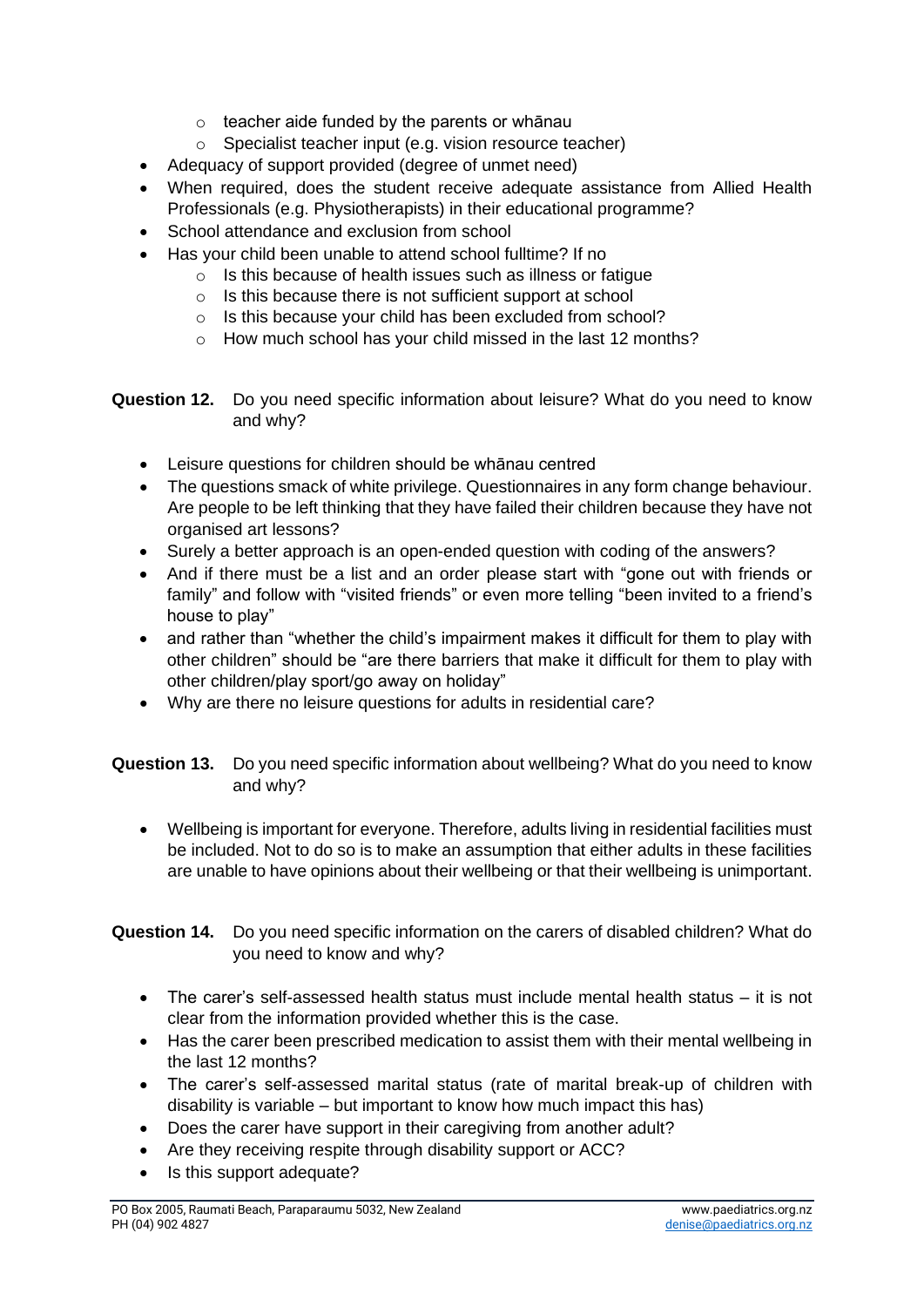- teacher aide funded by the parents or whānau
    - Specialist teacher input (e.g. vision resource teacher)
- Adequacy of support provided (degree of unmet need)
- When required, does the student receive adequate assistance from Allied Health Professionals (e.g. Physiotherapists) in their educational programme?
- School attendance and exclusion from school
- Has your child been unable to attend school fulltime? If no
    - Is this because of health issues such as illness or fatigue
    - Is this because there is not sufficient support at school
    - Is this because your child has been excluded from school?
    - How much school has your child missed in the last 12 months?

**Question 12.** Do you need specific information about leisure? What do you need to know and why?

- Leisure questions for children should be whānau centred
- The questions smack of white privilege. Questionnaires in any form change behaviour. Are people to be left thinking that they have failed their children because they have not organised art lessons?
- Surely a better approach is an open-ended question with coding of the answers?
- And if there must be a list and an order please start with "gone out with friends or family" and follow with "visited friends" or even more telling "been invited to a friend's house to play"
- and rather than "whether the child's impairment makes it difficult for them to play with other children" should be "are there barriers that make it difficult for them to play with other children/play sport/go away on holiday"
- Why are there no leisure questions for adults in residential care?

**Question 13.** Do you need specific information about wellbeing? What do you need to know and why?

- Wellbeing is important for everyone. Therefore, adults living in residential facilities must be included. Not to do so is to make an assumption that either adults in these facilities are unable to have opinions about their wellbeing or that their wellbeing is unimportant.

**Question 14.** Do you need specific information on the carers of disabled children? What do you need to know and why?

- The carer's self-assessed health status must include mental health status – it is not clear from the information provided whether this is the case.
- Has the carer been prescribed medication to assist them with their mental wellbeing in the last 12 months?
- The carer's self-assessed marital status (rate of marital break-up of children with disability is variable – but important to know how much impact this has)
- Does the carer have support in their caregiving from another adult?
- Are they receiving respite through disability support or ACC?
- Is this support adequate?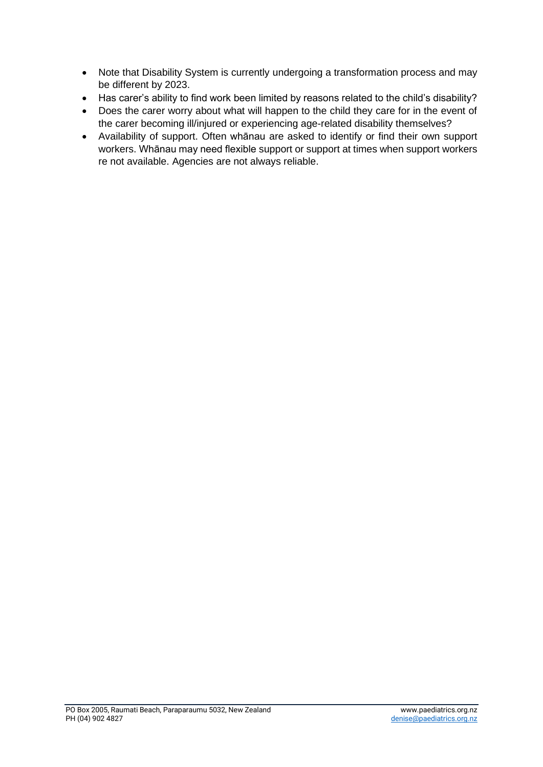- Note that Disability System is currently undergoing a transformation process and may be different by 2023.
- Has carer's ability to find work been limited by reasons related to the child's disability?
- Does the carer worry about what will happen to the child they care for in the event of the carer becoming ill/injured or experiencing age-related disability themselves?
- Availability of support. Often whānau are asked to identify or find their own support workers. Whānau may need flexible support or support at times when support workers re not available. Agencies are not always reliable.